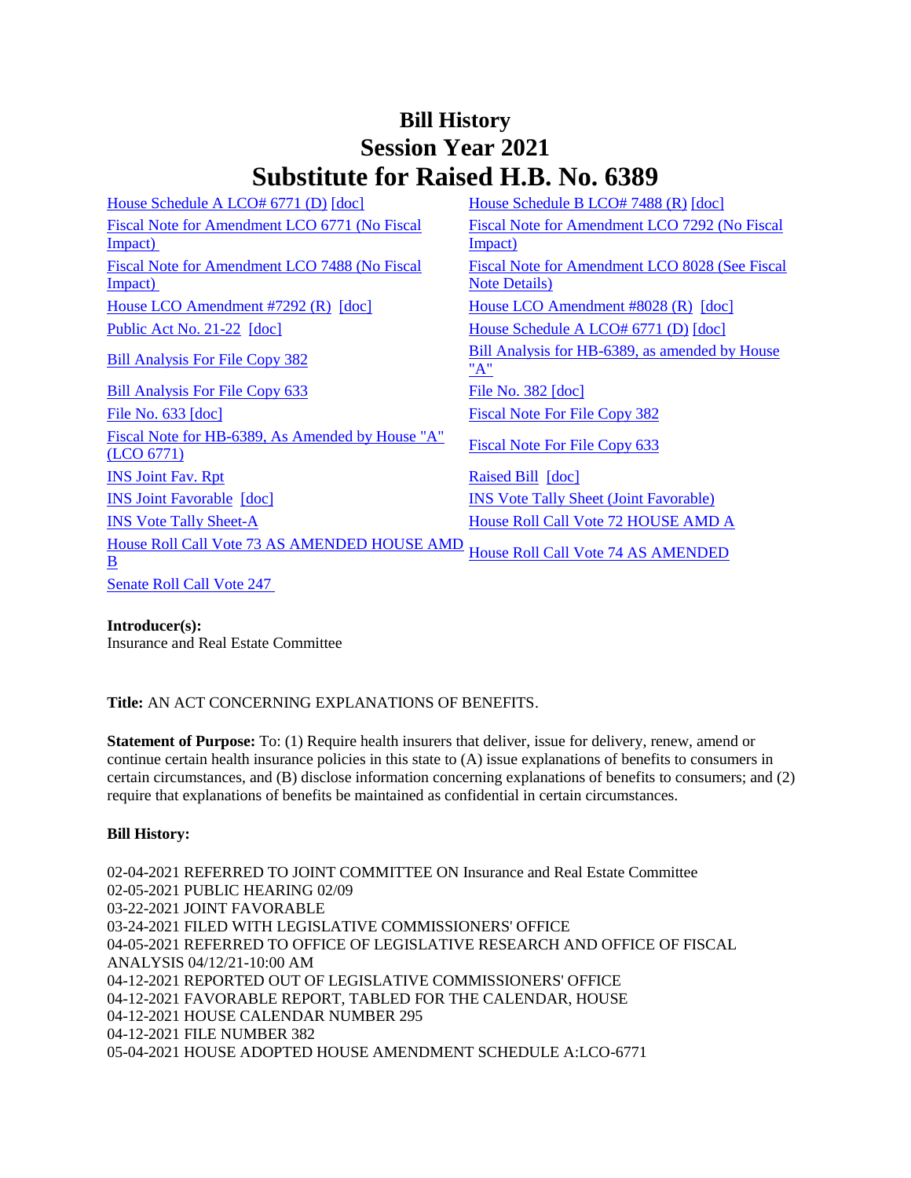# Bill History
# Session Year 2021
# Substitute for Raised H.B. No. 6389

| | |
|---|---|
| House Schedule A LCO# 6771 (D) [doc] | House Schedule B LCO# 7488 (R) [doc] |
| Fiscal Note for Amendment LCO 6771 (No Fiscal Impact) | Fiscal Note for Amendment LCO 7292 (No Fiscal Impact) |
| Fiscal Note for Amendment LCO 7488 (No Fiscal Impact) | Fiscal Note for Amendment LCO 8028 (See Fiscal Note Details) |
| House LCO Amendment #7292 (R) [doc] | House LCO Amendment #8028 (R) [doc] |
| Public Act No. 21-22 [doc] | House Schedule A LCO# 6771 (D) [doc] |
| Bill Analysis For File Copy 382 | Bill Analysis for HB-6389, as amended by House "A" |
| Bill Analysis For File Copy 633 | File No. 382 [doc] |
| File No. 633 [doc] | Fiscal Note For File Copy 382 |
| Fiscal Note for HB-6389, As Amended by House "A" (LCO 6771) | Fiscal Note For File Copy 633 |
| INS Joint Fav. Rpt | Raised Bill [doc] |
| INS Joint Favorable [doc] | INS Vote Tally Sheet (Joint Favorable) |
| INS Vote Tally Sheet-A | House Roll Call Vote 72 HOUSE AMD A |
| House Roll Call Vote 73 AS AMENDED HOUSE AMD B | House Roll Call Vote 74 AS AMENDED |
| Senate Roll Call Vote 247 | |

**Introducer(s):**
Insurance and Real Estate Committee

**Title:** AN ACT CONCERNING EXPLANATIONS OF BENEFITS.

**Statement of Purpose:** To: (1) Require health insurers that deliver, issue for delivery, renew, amend or continue certain health insurance policies in this state to (A) issue explanations of benefits to consumers in certain circumstances, and (B) disclose information concerning explanations of benefits to consumers; and (2) require that explanations of benefits be maintained as confidential in certain circumstances.

**Bill History:**

02-04-2021 REFERRED TO JOINT COMMITTEE ON Insurance and Real Estate Committee
02-05-2021 PUBLIC HEARING 02/09
03-22-2021 JOINT FAVORABLE
03-24-2021 FILED WITH LEGISLATIVE COMMISSIONERS' OFFICE
04-05-2021 REFERRED TO OFFICE OF LEGISLATIVE RESEARCH AND OFFICE OF FISCAL ANALYSIS 04/12/21-10:00 AM
04-12-2021 REPORTED OUT OF LEGISLATIVE COMMISSIONERS' OFFICE
04-12-2021 FAVORABLE REPORT, TABLED FOR THE CALENDAR, HOUSE
04-12-2021 HOUSE CALENDAR NUMBER 295
04-12-2021 FILE NUMBER 382
05-04-2021 HOUSE ADOPTED HOUSE AMENDMENT SCHEDULE A:LCO-6771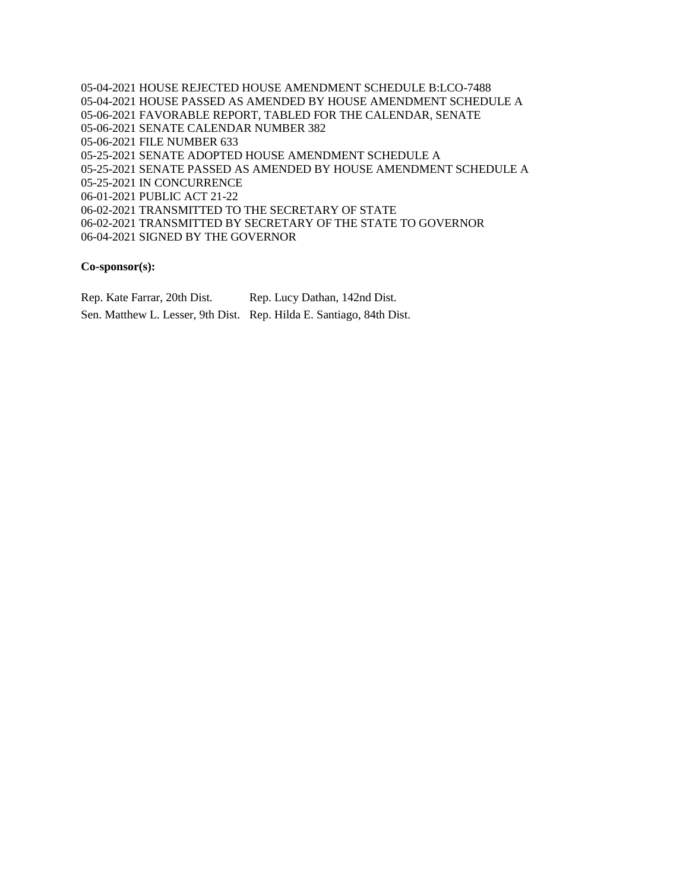05-04-2021 HOUSE REJECTED HOUSE AMENDMENT SCHEDULE B:LCO-7488
05-04-2021 HOUSE PASSED AS AMENDED BY HOUSE AMENDMENT SCHEDULE A
05-06-2021 FAVORABLE REPORT, TABLED FOR THE CALENDAR, SENATE
05-06-2021 SENATE CALENDAR NUMBER 382
05-06-2021 FILE NUMBER 633
05-25-2021 SENATE ADOPTED HOUSE AMENDMENT SCHEDULE A
05-25-2021 SENATE PASSED AS AMENDED BY HOUSE AMENDMENT SCHEDULE A
05-25-2021 IN CONCURRENCE
06-01-2021 PUBLIC ACT 21-22
06-02-2021 TRANSMITTED TO THE SECRETARY OF STATE
06-02-2021 TRANSMITTED BY SECRETARY OF THE STATE TO GOVERNOR
06-04-2021 SIGNED BY THE GOVERNOR

**Co-sponsor(s):**

| | |
|---|---|
| Rep. Kate Farrar, 20th Dist. | Rep. Lucy Dathan, 142nd Dist. |
| Sen. Matthew L. Lesser, 9th Dist. | Rep. Hilda E. Santiago, 84th Dist. |